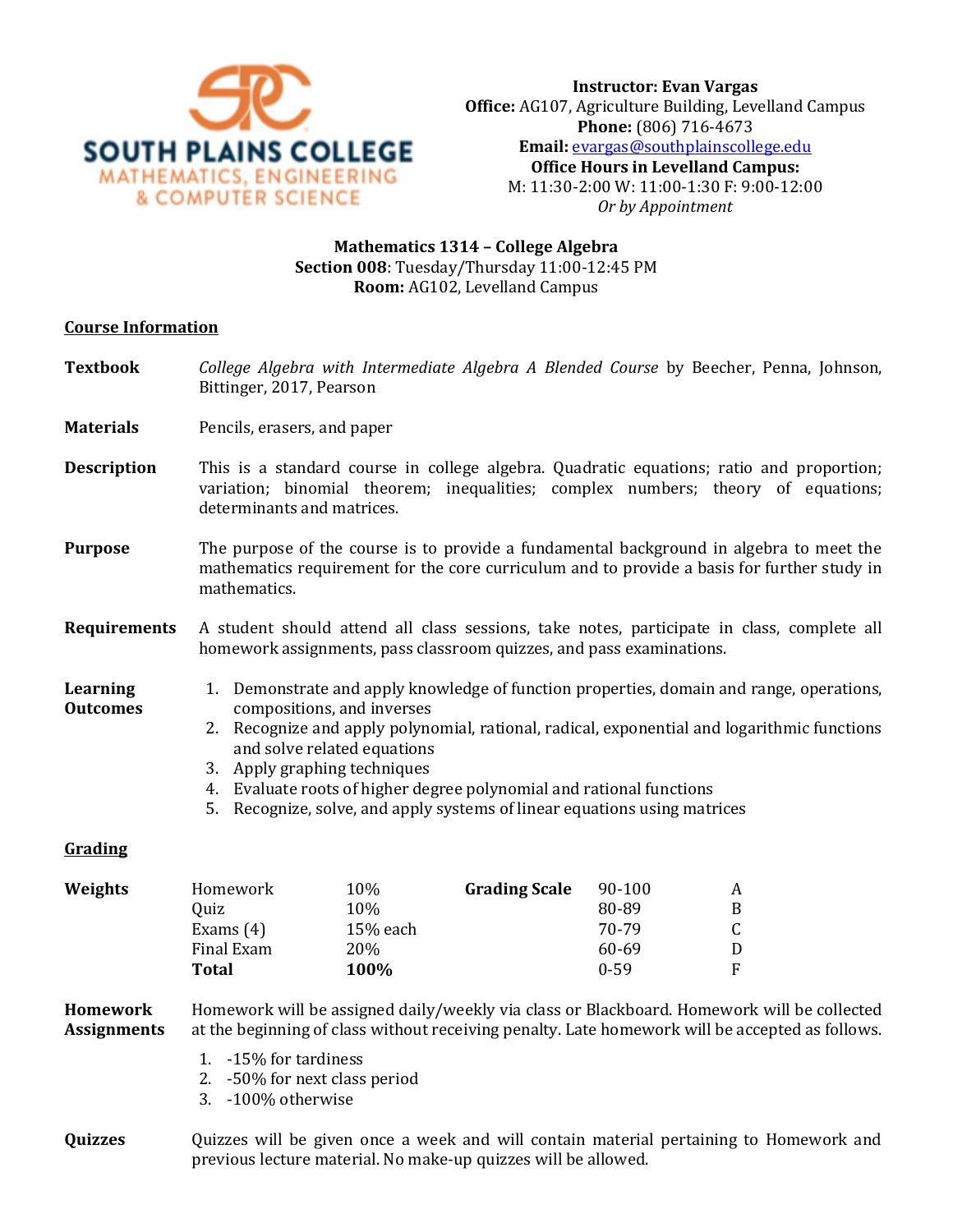SOUTH PLAINS COLLEGE
MATHEMATICS, ENGINEERING & COMPUTER SCIENCE

**Instructor: Evan Vargas**
**Office:** AG107, Agriculture Building, Levelland Campus
**Phone:** (806) 716-4673
**Email:** evargas@southplainscollege.edu
**Office Hours in Levelland Campus:**
M: 11:30-2:00 W: 11:00-1:30 F: 9:00-12:00
*Or by Appointment*

**Mathematics 1314 – College Algebra**
**Section 008**: Tuesday/Thursday 11:00-12:45 PM
**Room:** AG102, Levelland Campus

## Course Information

**Textbook** — *College Algebra with Intermediate Algebra A Blended Course* by Beecher, Penna, Johnson, Bittinger, 2017, Pearson

**Materials** — Pencils, erasers, and paper

**Description** — This is a standard course in college algebra. Quadratic equations; ratio and proportion; variation; binomial theorem; inequalities; complex numbers; theory of equations; determinants and matrices.

**Purpose** — The purpose of the course is to provide a fundamental background in algebra to meet the mathematics requirement for the core curriculum and to provide a basis for further study in mathematics.

**Requirements** — A student should attend all class sessions, take notes, participate in class, complete all homework assignments, pass classroom quizzes, and pass examinations.

**Learning Outcomes**

1. Demonstrate and apply knowledge of function properties, domain and range, operations, compositions, and inverses
2. Recognize and apply polynomial, rational, radical, exponential and logarithmic functions and solve related equations
3. Apply graphing techniques
4. Evaluate roots of higher degree polynomial and rational functions
5. Recognize, solve, and apply systems of linear equations using matrices

## Grading

**Weights**

| Category | Weight |
|---|---|
| Homework | 10% |
| Quiz | 10% |
| Exams (4) | 15% each |
| Final Exam | 20% |
| **Total** | **100%** |

**Grading Scale**

| Score | Grade |
|---|---|
| 90-100 | A |
| 80-89 | B |
| 70-79 | C |
| 60-69 | D |
| 0-59 | F |

**Homework Assignments** — Homework will be assigned daily/weekly via class or Blackboard. Homework will be collected at the beginning of class without receiving penalty. Late homework will be accepted as follows.

1. -15% for tardiness
2. -50% for next class period
3. -100% otherwise

**Quizzes** — Quizzes will be given once a week and will contain material pertaining to Homework and previous lecture material. No make-up quizzes will be allowed.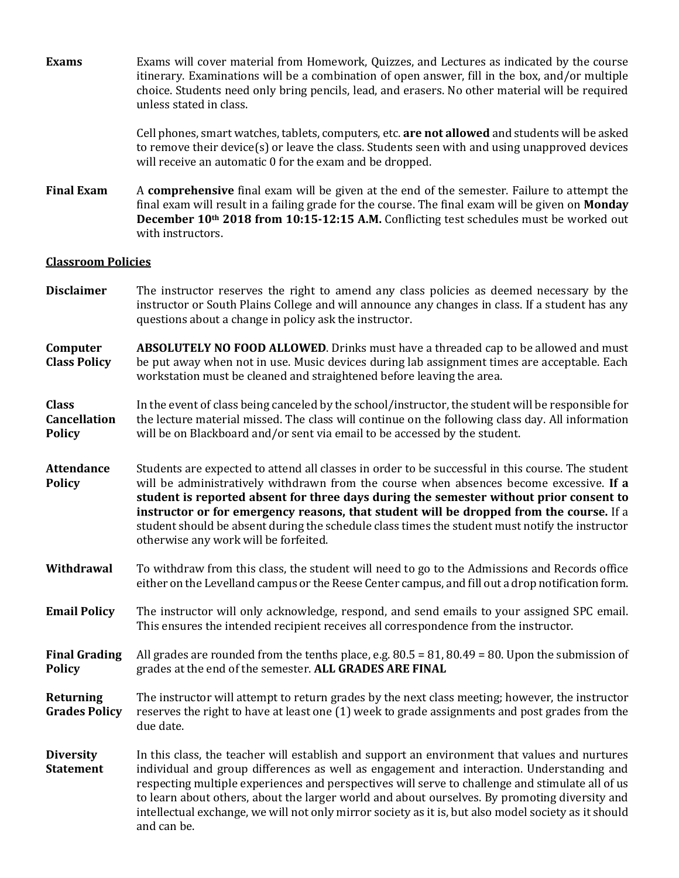**Exams**

Exams will cover material from Homework, Quizzes, and Lectures as indicated by the course itinerary. Examinations will be a combination of open answer, fill in the box, and/or multiple choice. Students need only bring pencils, lead, and erasers. No other material will be required unless stated in class.

Cell phones, smart watches, tablets, computers, etc. **are not allowed** and students will be asked to remove their device(s) or leave the class. Students seen with and using unapproved devices will receive an automatic 0 for the exam and be dropped.

**Final Exam**

A **comprehensive** final exam will be given at the end of the semester. Failure to attempt the final exam will result in a failing grade for the course. The final exam will be given on **Monday December 10th 2018 from 10:15-12:15 A.M.** Conflicting test schedules must be worked out with instructors.

## Classroom Policies

**Disclaimer**

The instructor reserves the right to amend any class policies as deemed necessary by the instructor or South Plains College and will announce any changes in class. If a student has any questions about a change in policy ask the instructor.

**Computer Class Policy**

**ABSOLUTELY NO FOOD ALLOWED**. Drinks must have a threaded cap to be allowed and must be put away when not in use. Music devices during lab assignment times are acceptable. Each workstation must be cleaned and straightened before leaving the area.

**Class Cancellation Policy**

In the event of class being canceled by the school/instructor, the student will be responsible for the lecture material missed. The class will continue on the following class day. All information will be on Blackboard and/or sent via email to be accessed by the student.

**Attendance Policy**

Students are expected to attend all classes in order to be successful in this course. The student will be administratively withdrawn from the course when absences become excessive. **If a student is reported absent for three days during the semester without prior consent to instructor or for emergency reasons, that student will be dropped from the course.** If a student should be absent during the schedule class times the student must notify the instructor otherwise any work will be forfeited.

**Withdrawal**

To withdraw from this class, the student will need to go to the Admissions and Records office either on the Levelland campus or the Reese Center campus, and fill out a drop notification form.

**Email Policy**

The instructor will only acknowledge, respond, and send emails to your assigned SPC email. This ensures the intended recipient receives all correspondence from the instructor.

**Final Grading Policy**

All grades are rounded from the tenths place, e.g. 80.5 = 81, 80.49 = 80. Upon the submission of grades at the end of the semester. **ALL GRADES ARE FINAL**

**Returning Grades Policy**

The instructor will attempt to return grades by the next class meeting; however, the instructor reserves the right to have at least one (1) week to grade assignments and post grades from the due date.

**Diversity Statement**

In this class, the teacher will establish and support an environment that values and nurtures individual and group differences as well as engagement and interaction. Understanding and respecting multiple experiences and perspectives will serve to challenge and stimulate all of us to learn about others, about the larger world and about ourselves. By promoting diversity and intellectual exchange, we will not only mirror society as it is, but also model society as it should and can be.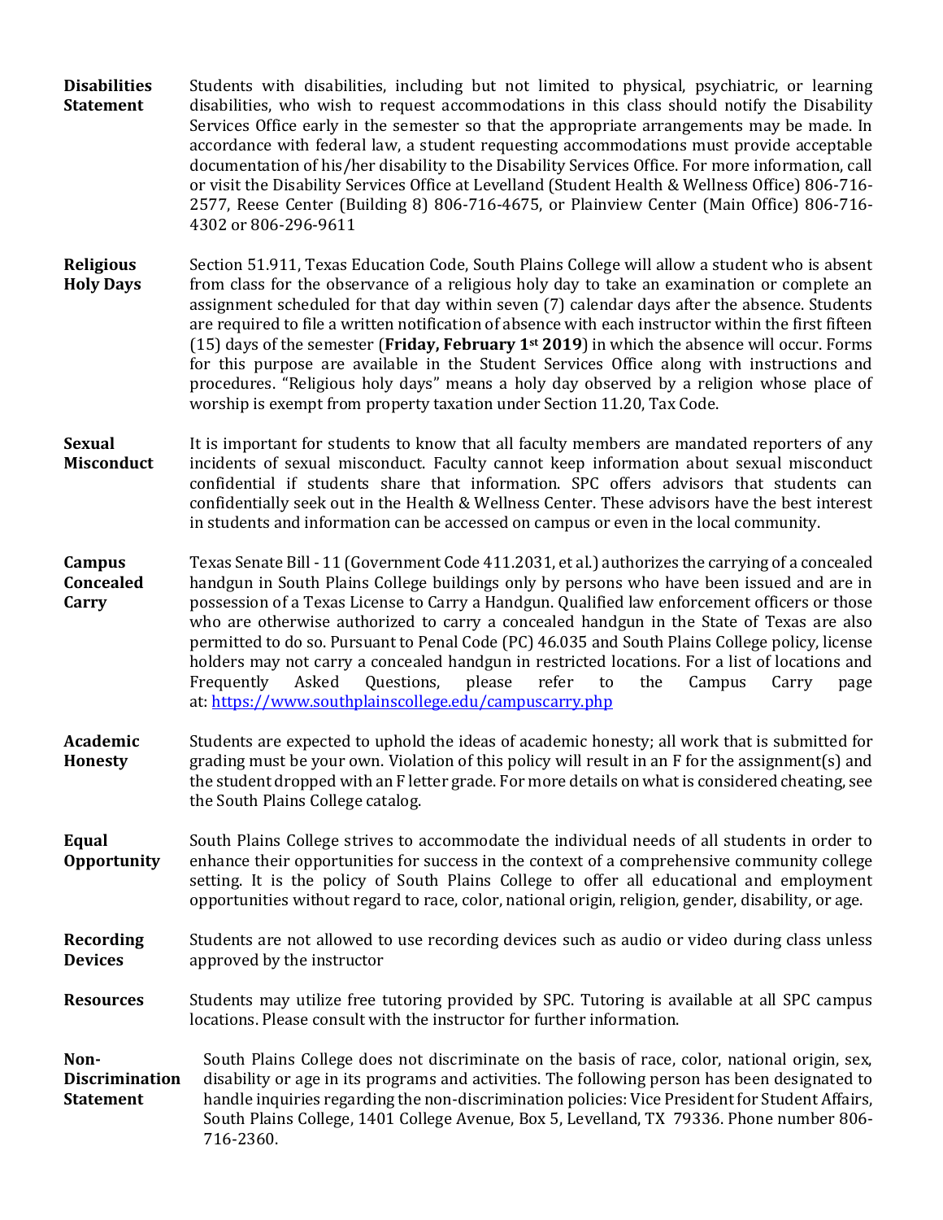**Disabilities Statement**

Students with disabilities, including but not limited to physical, psychiatric, or learning disabilities, who wish to request accommodations in this class should notify the Disability Services Office early in the semester so that the appropriate arrangements may be made. In accordance with federal law, a student requesting accommodations must provide acceptable documentation of his/her disability to the Disability Services Office. For more information, call or visit the Disability Services Office at Levelland (Student Health & Wellness Office) 806-716-2577, Reese Center (Building 8) 806-716-4675, or Plainview Center (Main Office) 806-716-4302 or 806-296-9611

**Religious Holy Days**

Section 51.911, Texas Education Code, South Plains College will allow a student who is absent from class for the observance of a religious holy day to take an examination or complete an assignment scheduled for that day within seven (7) calendar days after the absence. Students are required to file a written notification of absence with each instructor within the first fifteen (15) days of the semester (**Friday, February 1st 2019**) in which the absence will occur. Forms for this purpose are available in the Student Services Office along with instructions and procedures. "Religious holy days" means a holy day observed by a religion whose place of worship is exempt from property taxation under Section 11.20, Tax Code.

**Sexual Misconduct**

It is important for students to know that all faculty members are mandated reporters of any incidents of sexual misconduct. Faculty cannot keep information about sexual misconduct confidential if students share that information. SPC offers advisors that students can confidentially seek out in the Health & Wellness Center. These advisors have the best interest in students and information can be accessed on campus or even in the local community.

**Campus Concealed Carry**

Texas Senate Bill - 11 (Government Code 411.2031, et al.) authorizes the carrying of a concealed handgun in South Plains College buildings only by persons who have been issued and are in possession of a Texas License to Carry a Handgun. Qualified law enforcement officers or those who are otherwise authorized to carry a concealed handgun in the State of Texas are also permitted to do so. Pursuant to Penal Code (PC) 46.035 and South Plains College policy, license holders may not carry a concealed handgun in restricted locations. For a list of locations and Frequently Asked Questions, please refer to the Campus Carry page at: https://www.southplainscollege.edu/campuscarry.php

**Academic Honesty**

Students are expected to uphold the ideas of academic honesty; all work that is submitted for grading must be your own. Violation of this policy will result in an F for the assignment(s) and the student dropped with an F letter grade. For more details on what is considered cheating, see the South Plains College catalog.

**Equal Opportunity**

South Plains College strives to accommodate the individual needs of all students in order to enhance their opportunities for success in the context of a comprehensive community college setting. It is the policy of South Plains College to offer all educational and employment opportunities without regard to race, color, national origin, religion, gender, disability, or age.

**Recording Devices**

Students are not allowed to use recording devices such as audio or video during class unless approved by the instructor

**Resources**

Students may utilize free tutoring provided by SPC. Tutoring is available at all SPC campus locations. Please consult with the instructor for further information.

**Non-Discrimination Statement**

South Plains College does not discriminate on the basis of race, color, national origin, sex, disability or age in its programs and activities. The following person has been designated to handle inquiries regarding the non-discrimination policies: Vice President for Student Affairs, South Plains College, 1401 College Avenue, Box 5, Levelland, TX 79336. Phone number 806-716-2360.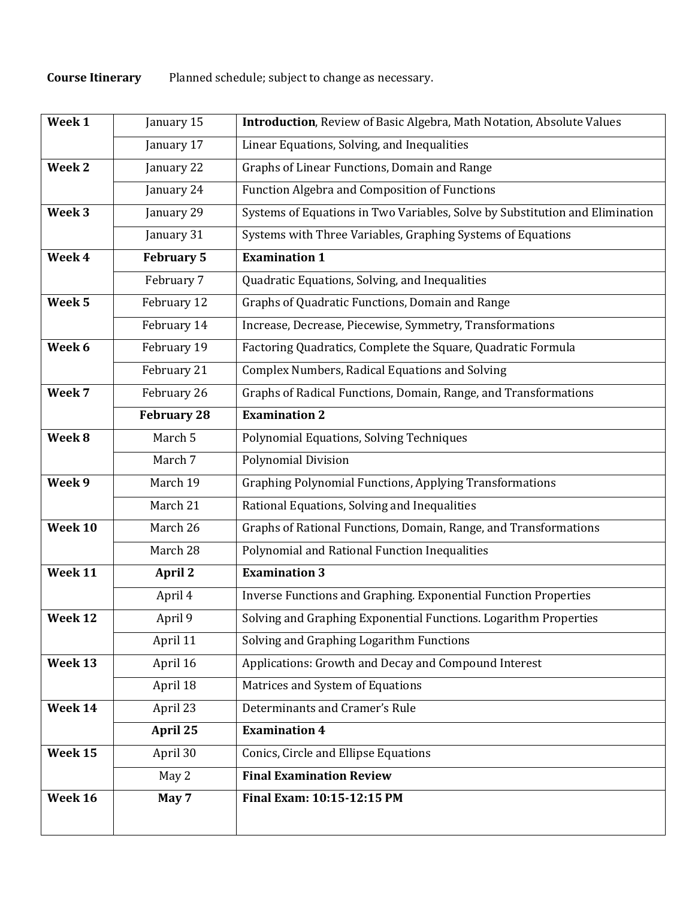**Course Itinerary** Planned schedule; subject to change as necessary.

| | | |
|---|---|---|
| **Week 1** | January 15 | **Introduction**, Review of Basic Algebra, Math Notation, Absolute Values |
| | January 17 | Linear Equations, Solving, and Inequalities |
| **Week 2** | January 22 | Graphs of Linear Functions, Domain and Range |
| | January 24 | Function Algebra and Composition of Functions |
| **Week 3** | January 29 | Systems of Equations in Two Variables, Solve by Substitution and Elimination |
| | January 31 | Systems with Three Variables, Graphing Systems of Equations |
| **Week 4** | **February 5** | **Examination 1** |
| | February 7 | Quadratic Equations, Solving, and Inequalities |
| **Week 5** | February 12 | Graphs of Quadratic Functions, Domain and Range |
| | February 14 | Increase, Decrease, Piecewise, Symmetry, Transformations |
| **Week 6** | February 19 | Factoring Quadratics, Complete the Square, Quadratic Formula |
| | February 21 | Complex Numbers, Radical Equations and Solving |
| **Week 7** | February 26 | Graphs of Radical Functions, Domain, Range, and Transformations |
| | **February 28** | **Examination 2** |
| **Week 8** | March 5 | Polynomial Equations, Solving Techniques |
| | March 7 | Polynomial Division |
| **Week 9** | March 19 | Graphing Polynomial Functions, Applying Transformations |
| | March 21 | Rational Equations, Solving and Inequalities |
| **Week 10** | March 26 | Graphs of Rational Functions, Domain, Range, and Transformations |
| | March 28 | Polynomial and Rational Function Inequalities |
| **Week 11** | **April 2** | **Examination 3** |
| | April 4 | Inverse Functions and Graphing. Exponential Function Properties |
| **Week 12** | April 9 | Solving and Graphing Exponential Functions. Logarithm Properties |
| | April 11 | Solving and Graphing Logarithm Functions |
| **Week 13** | April 16 | Applications: Growth and Decay and Compound Interest |
| | April 18 | Matrices and System of Equations |
| **Week 14** | April 23 | Determinants and Cramer's Rule |
| | **April 25** | **Examination 4** |
| **Week 15** | April 30 | Conics, Circle and Ellipse Equations |
| | May 2 | **Final Examination Review** |
| **Week 16** | **May 7** | **Final Exam: 10:15-12:15 PM** |